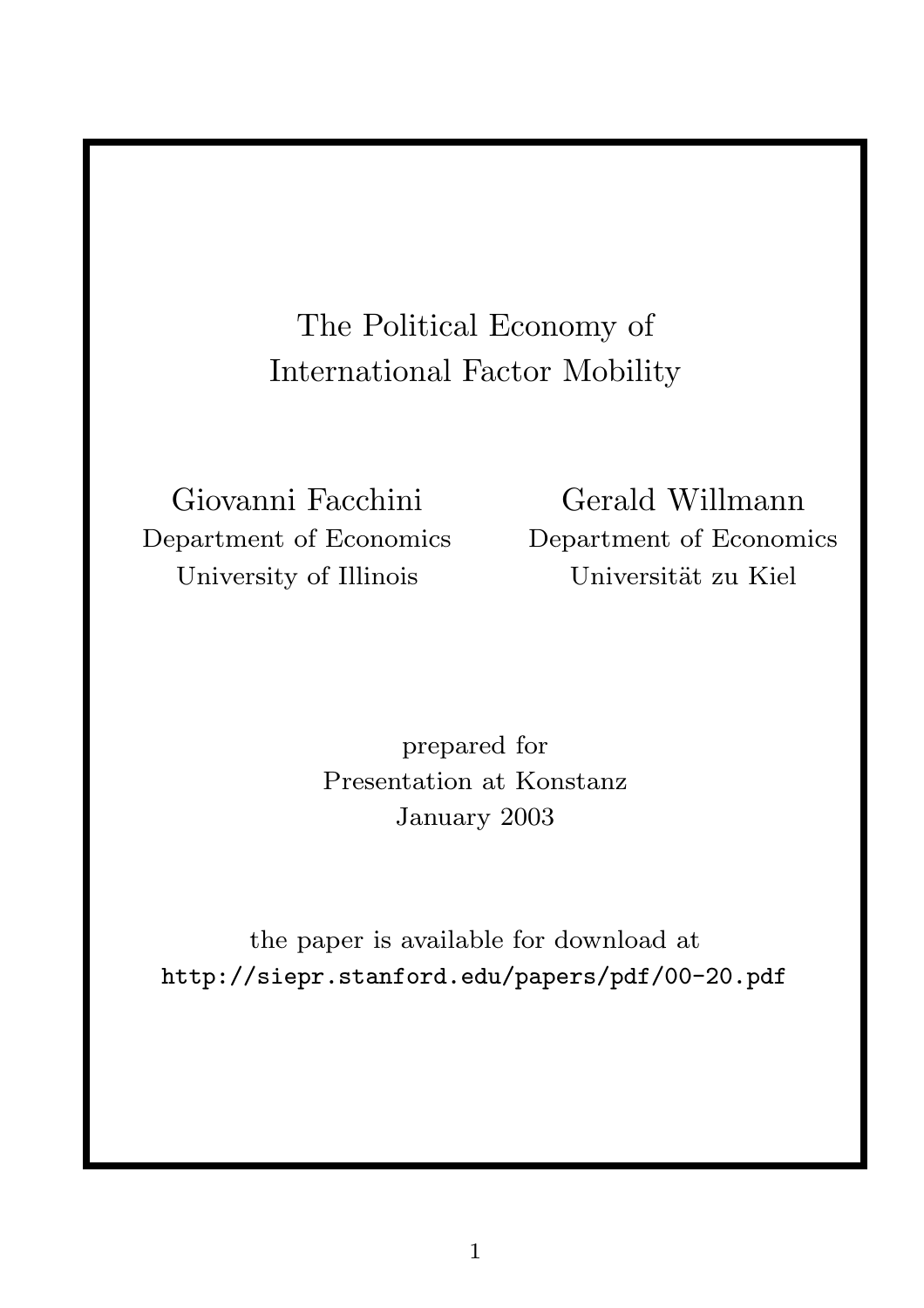# The Political Economy of International Factor Mobility

Giovanni Facchini
Department of Economics
University of Illinois

Gerald Willmann
Department of Economics
Universität zu Kiel

prepared for
Presentation at Konstanz
January 2003

the paper is available for download at
`http://siepr.stanford.edu/papers/pdf/00-20.pdf`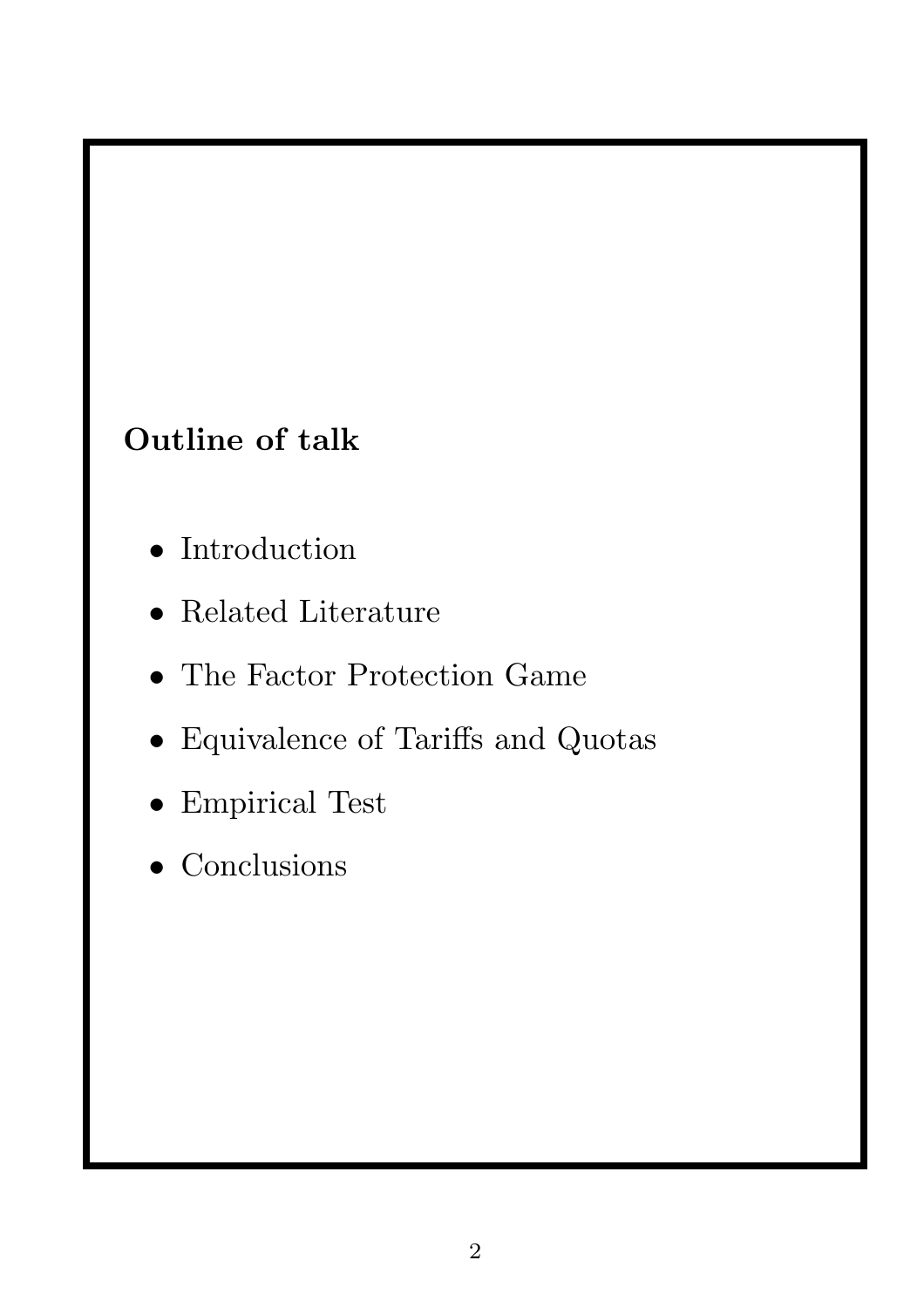**Outline of talk**

- Introduction
- Related Literature
- The Factor Protection Game
- Equivalence of Tariffs and Quotas
- Empirical Test
- Conclusions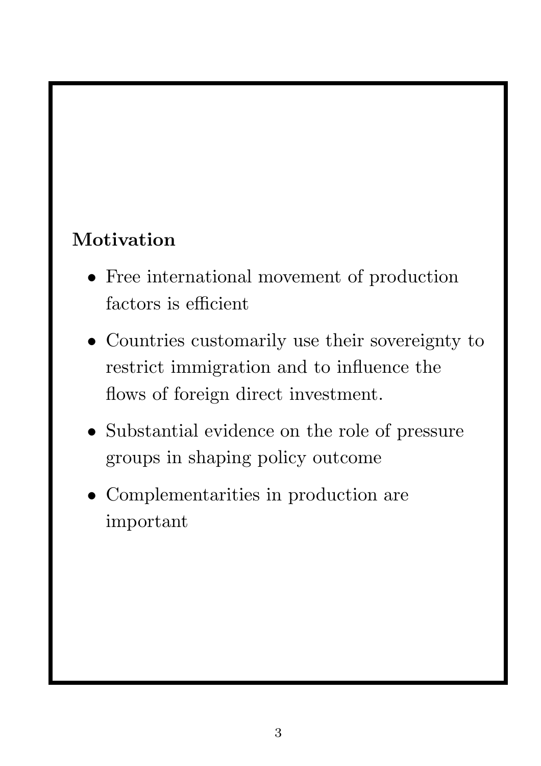## Motivation

- Free international movement of production factors is efficient
- Countries customarily use their sovereignty to restrict immigration and to influence the flows of foreign direct investment.
- Substantial evidence on the role of pressure groups in shaping policy outcome
- Complementarities in production are important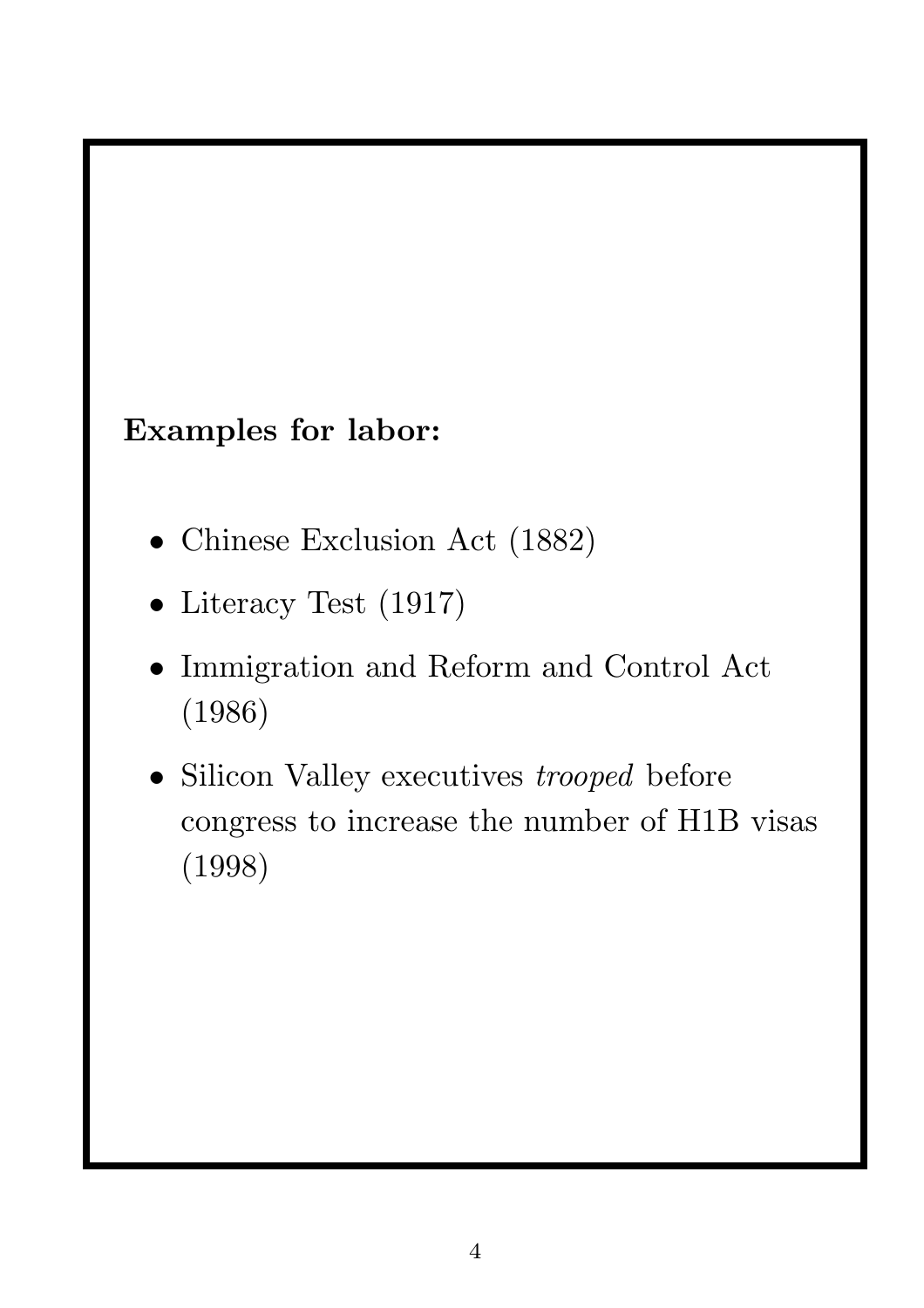**Examples for labor:**

- Chinese Exclusion Act (1882)
- Literacy Test (1917)
- Immigration and Reform and Control Act (1986)
- Silicon Valley executives *trooped* before congress to increase the number of H1B visas (1998)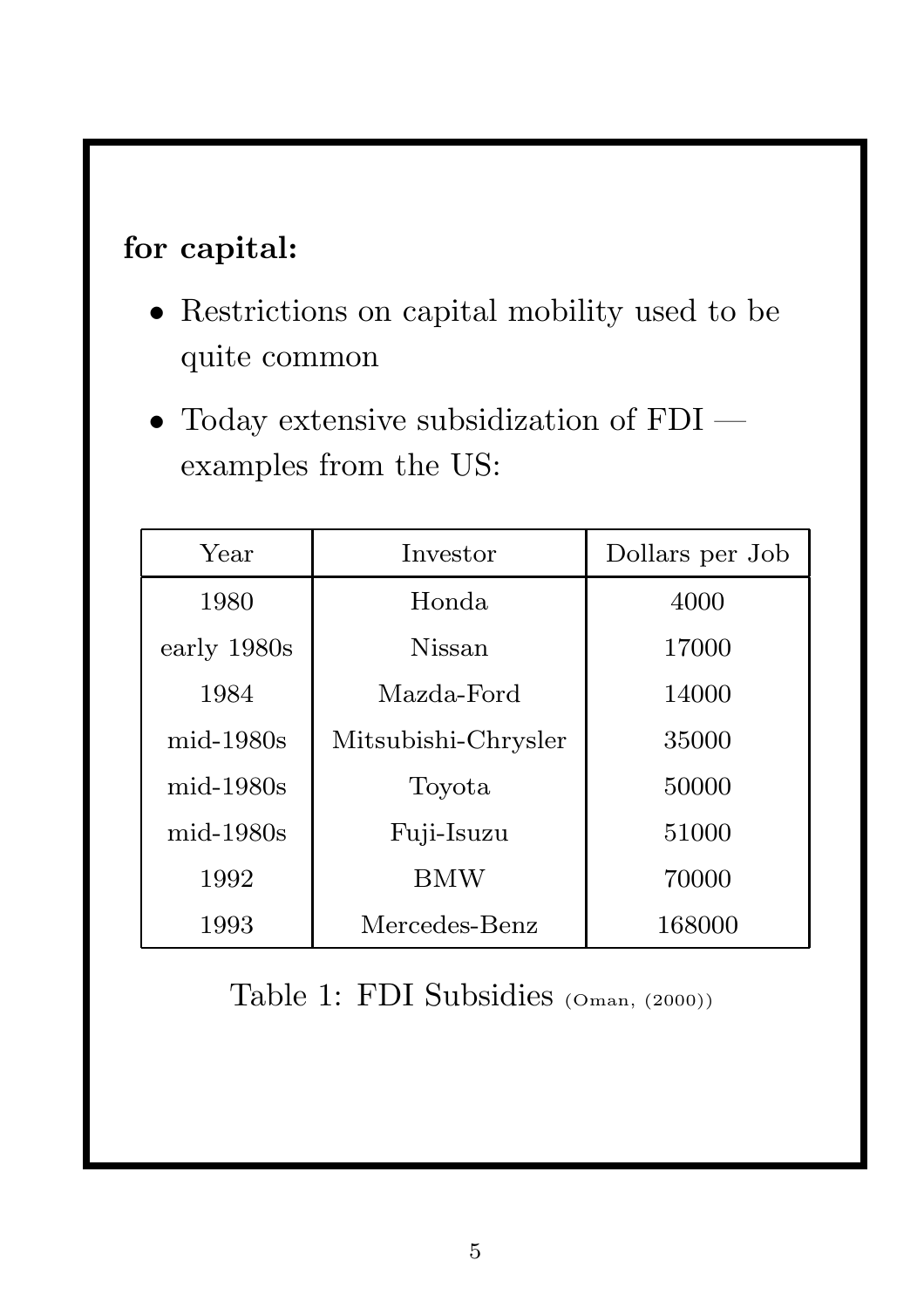**for capital:**

- Restrictions on capital mobility used to be quite common
- Today extensive subsidization of FDI — examples from the US:

| Year | Investor | Dollars per Job |
|---|---|---|
| 1980 | Honda | 4000 |
| early 1980s | Nissan | 17000 |
| 1984 | Mazda-Ford | 14000 |
| mid-1980s | Mitsubishi-Chrysler | 35000 |
| mid-1980s | Toyota | 50000 |
| mid-1980s | Fuji-Isuzu | 51000 |
| 1992 | BMW | 70000 |
| 1993 | Mercedes-Benz | 168000 |

Table 1: FDI Subsidies (Oman, (2000))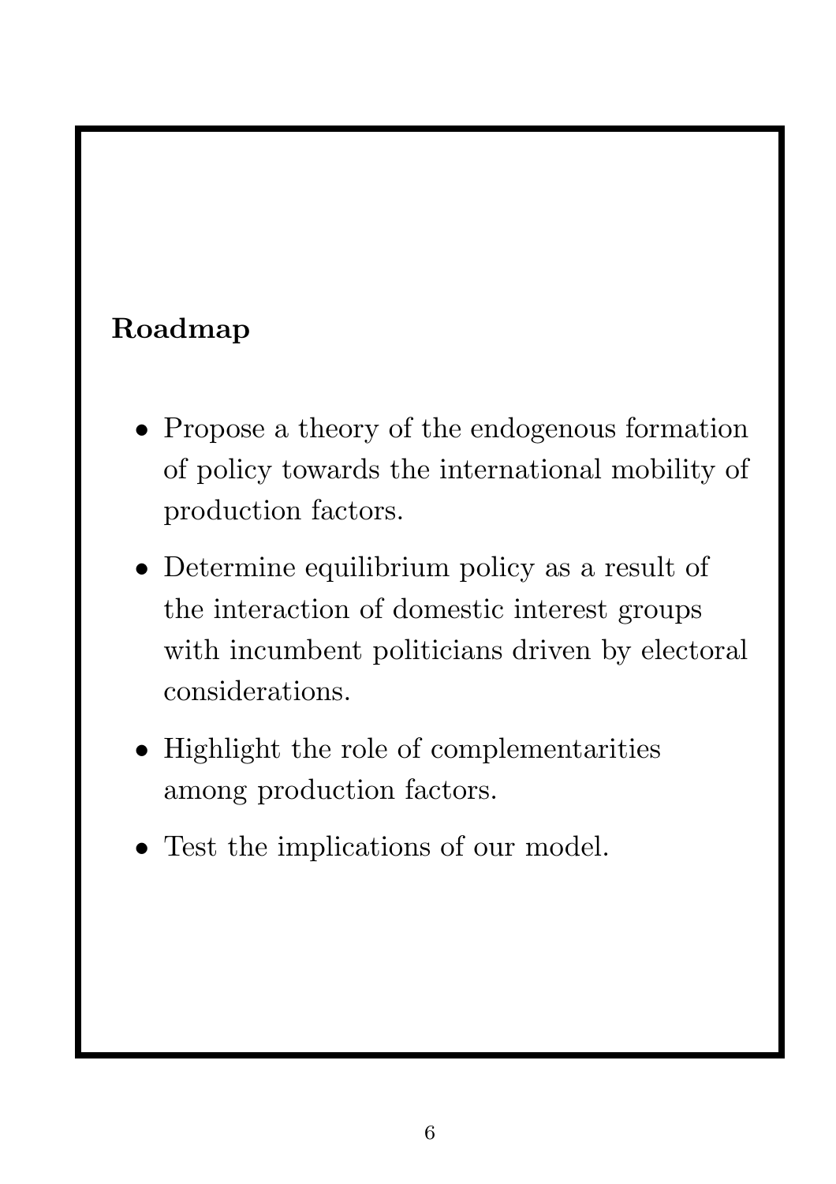**Roadmap**

- Propose a theory of the endogenous formation of policy towards the international mobility of production factors.
- Determine equilibrium policy as a result of the interaction of domestic interest groups with incumbent politicians driven by electoral considerations.
- Highlight the role of complementarities among production factors.
- Test the implications of our model.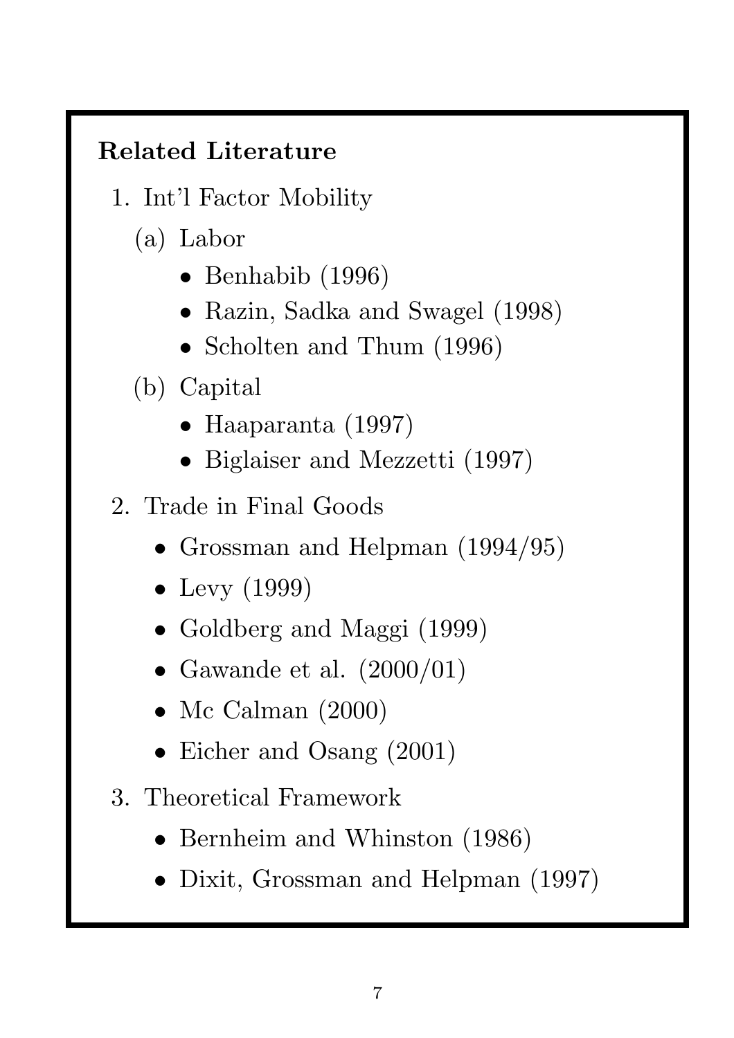**Related Literature**

1. Int'l Factor Mobility
   (a) Labor
      - Benhabib (1996)
      - Razin, Sadka and Swagel (1998)
      - Scholten and Thum (1996)

   (b) Capital
      - Haaparanta (1997)
      - Biglaiser and Mezzetti (1997)

2. Trade in Final Goods
   - Grossman and Helpman (1994/95)
   - Levy (1999)
   - Goldberg and Maggi (1999)
   - Gawande et al. (2000/01)
   - Mc Calman (2000)
   - Eicher and Osang (2001)

3. Theoretical Framework
   - Bernheim and Whinston (1986)
   - Dixit, Grossman and Helpman (1997)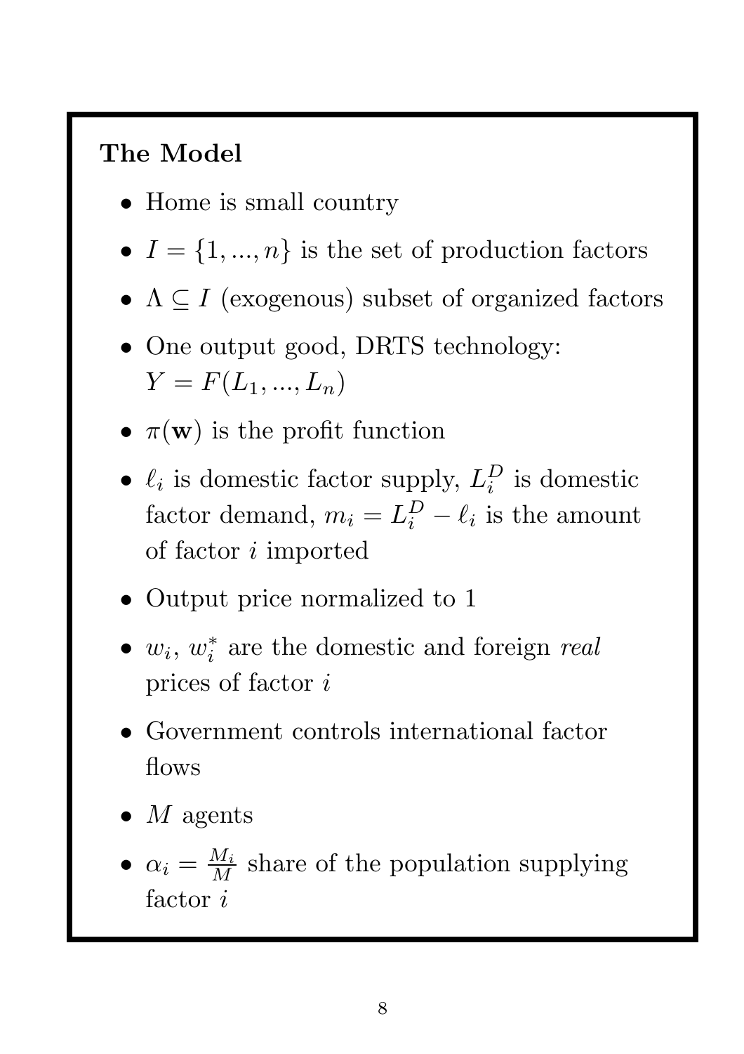**The Model**

- Home is small country
- $I = \{1, ..., n\}$ is the set of production factors
- $\Lambda \subseteq I$ (exogenous) subset of organized factors
- One output good, DRTS technology: $Y = F(L_1, ..., L_n)$
- $\pi(\mathbf{w})$ is the profit function
- $\ell_i$ is domestic factor supply, $L_i^D$ is domestic factor demand, $m_i = L_i^D - \ell_i$ is the amount of factor $i$ imported
- Output price normalized to 1
- $w_i$, $w_i^*$ are the domestic and foreign *real* prices of factor $i$
- Government controls international factor flows
- $M$ agents
- $\alpha_i = \frac{M_i}{M}$ share of the population supplying factor $i$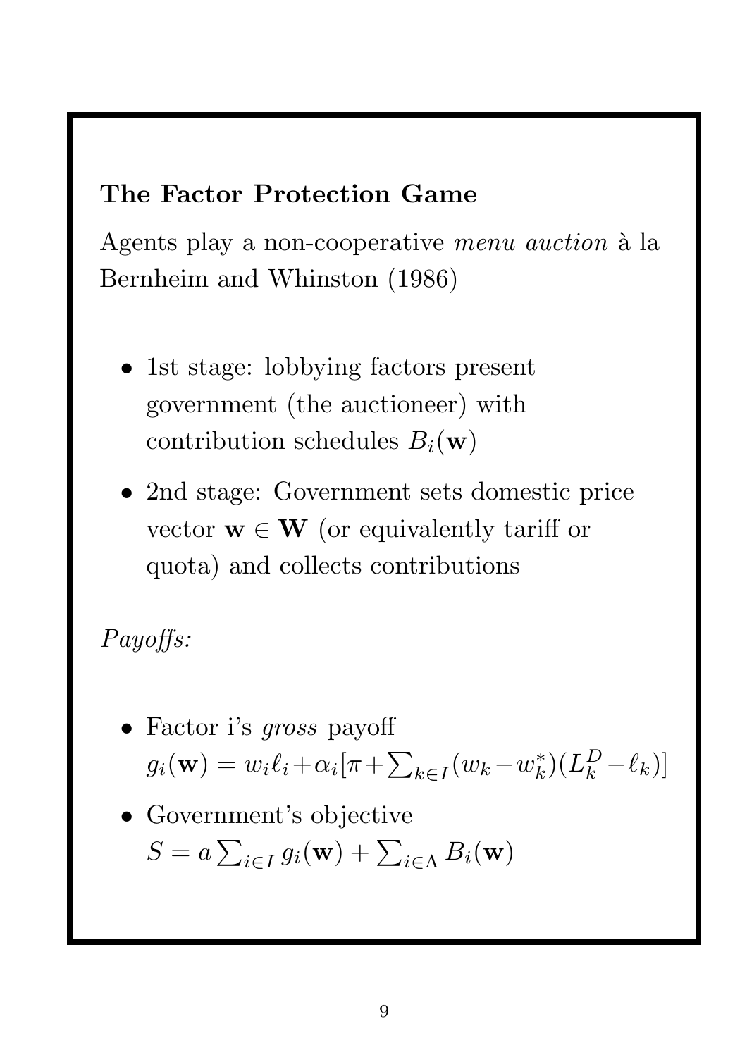## The Factor Protection Game

Agents play a non-cooperative *menu auction* à la Bernheim and Whinston (1986)

- 1st stage: lobbying factors present government (the auctioneer) with contribution schedules $B_i(\mathbf{w})$
- 2nd stage: Government sets domestic price vector $\mathbf{w} \in \mathbf{W}$ (or equivalently tariff or quota) and collects contributions

*Payoffs:*

- Factor i's *gross* payoff $g_i(\mathbf{w}) = w_i \ell_i + \alpha_i [\pi + \sum_{k \in I} (w_k - w_k^*)(L_k^D - \ell_k)]$
- Government's objective $S = a \sum_{i \in I} g_i(\mathbf{w}) + \sum_{i \in \Lambda} B_i(\mathbf{w})$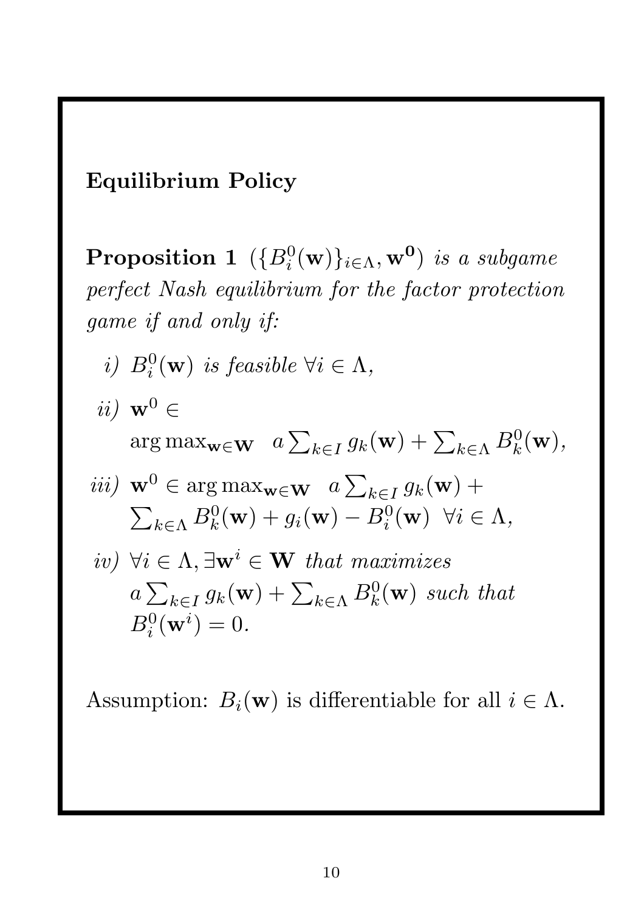## Equilibrium Policy

**Proposition 1** $(\{B_i^0(\mathbf{w})\}_{i\in\Lambda}, \mathbf{w^0})$ *is a subgame perfect Nash equilibrium for the factor protection game if and only if:*

*i)* $B_i^0(\mathbf{w})$ *is feasible* $\forall i \in \Lambda$,

*ii)* $\mathbf{w}^0 \in \arg\max_{\mathbf{w}\in\mathbf{W}} \quad a\sum_{k\in I} g_k(\mathbf{w}) + \sum_{k\in\Lambda} B_k^0(\mathbf{w})$,

*iii)* $\mathbf{w}^0 \in \arg\max_{\mathbf{w}\in\mathbf{W}} \quad a\sum_{k\in I} g_k(\mathbf{w}) + \sum_{k\in\Lambda} B_k^0(\mathbf{w}) + g_i(\mathbf{w}) - B_i^0(\mathbf{w}) \;\; \forall i \in \Lambda$,

*iv)* $\forall i \in \Lambda, \exists \mathbf{w}^i \in \mathbf{W}$ *that maximizes* $a\sum_{k\in I} g_k(\mathbf{w}) + \sum_{k\in\Lambda} B_k^0(\mathbf{w})$ *such that* $B_i^0(\mathbf{w}^i) = 0$.

Assumption: $B_i(\mathbf{w})$ is differentiable for all $i \in \Lambda$.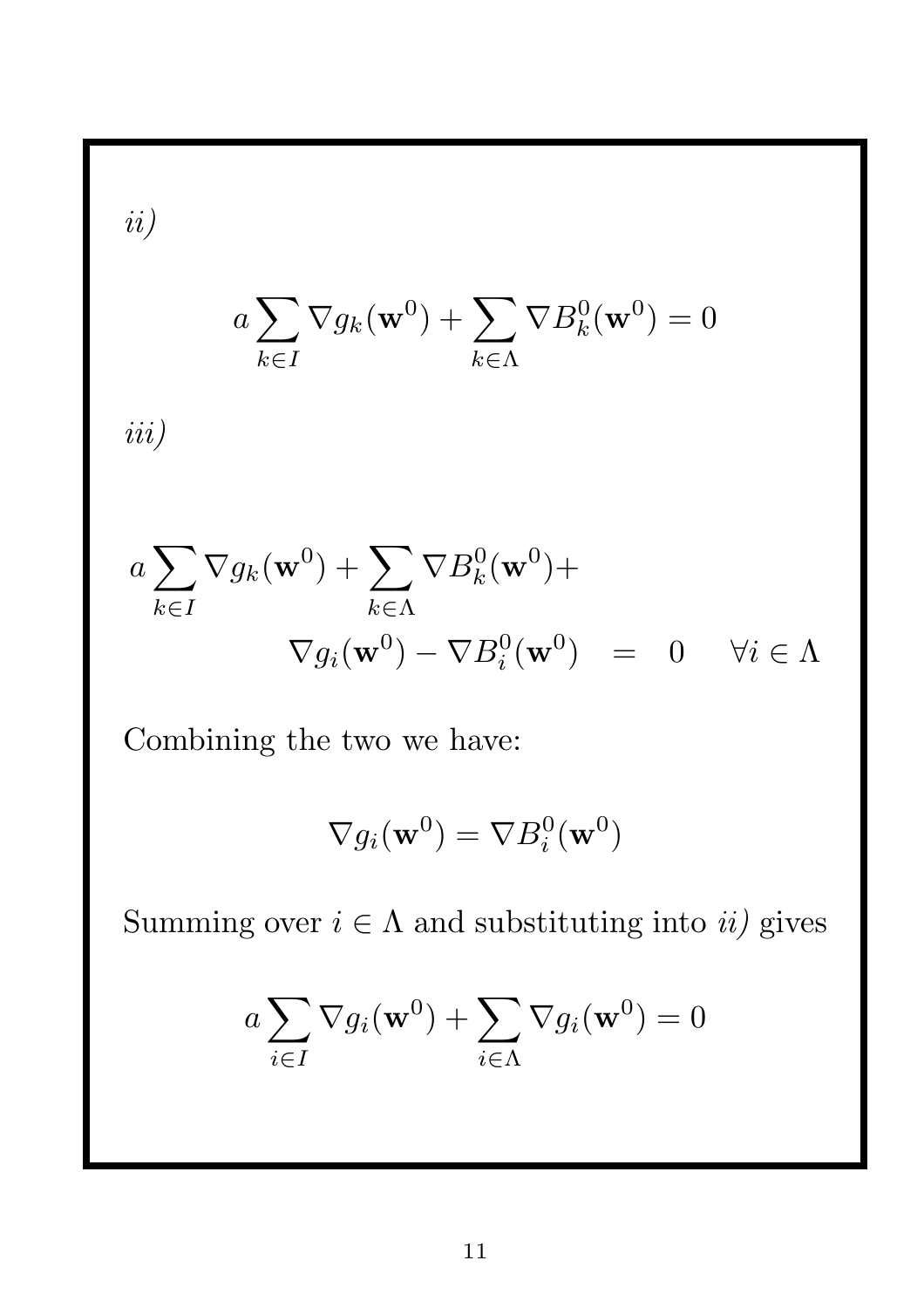*ii)*

$$a \sum_{k \in I} \nabla g_k(\mathbf{w}^0) + \sum_{k \in \Lambda} \nabla B_k^0(\mathbf{w}^0) = 0$$

*iii)*

$$\begin{aligned} a \sum_{k \in I} \nabla g_k(\mathbf{w}^0) + \sum_{k \in \Lambda} \nabla B_k^0(\mathbf{w}^0) + & \\ \nabla g_i(\mathbf{w}^0) - \nabla B_i^0(\mathbf{w}^0) &= 0 \quad \forall i \in \Lambda \end{aligned}$$

Combining the two we have:

$$\nabla g_i(\mathbf{w}^0) = \nabla B_i^0(\mathbf{w}^0)$$

Summing over $i \in \Lambda$ and substituting into *ii)* gives

$$a \sum_{i \in I} \nabla g_i(\mathbf{w}^0) + \sum_{i \in \Lambda} \nabla g_i(\mathbf{w}^0) = 0$$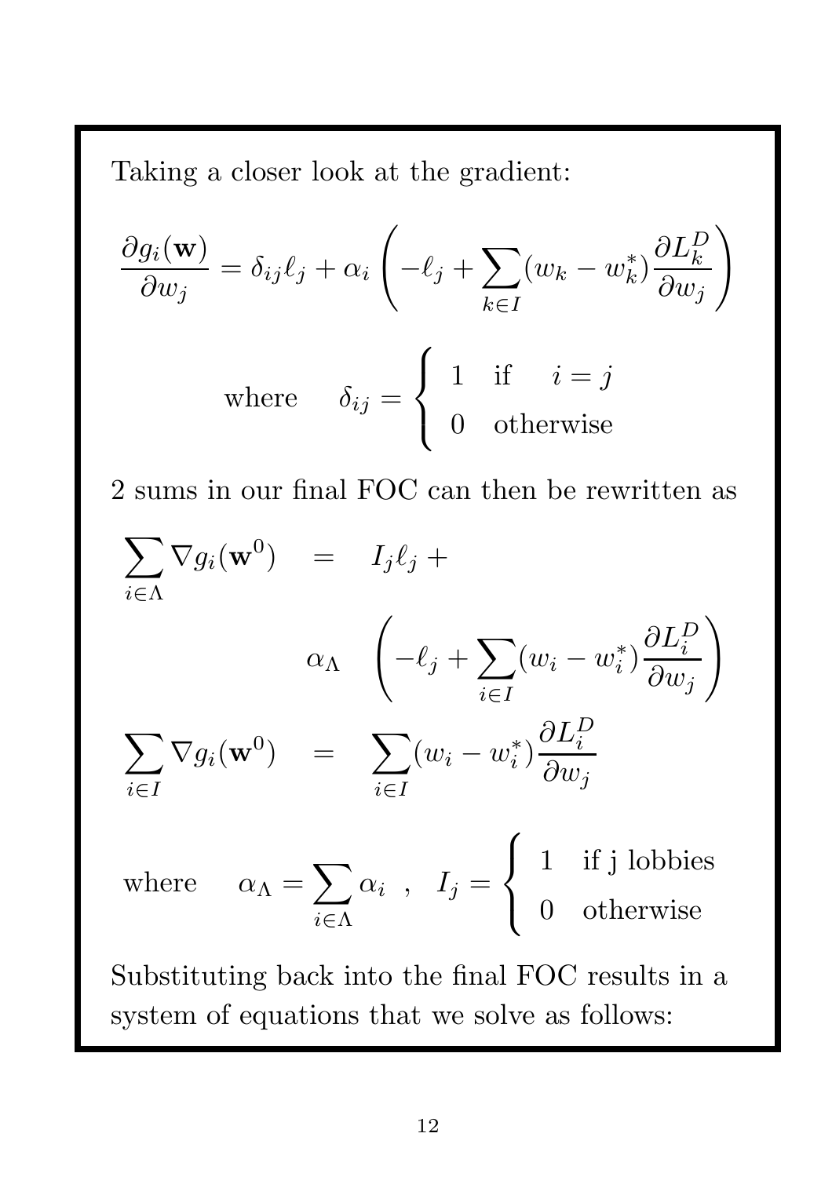Taking a closer look at the gradient:

$$\frac{\partial g_i(\mathbf{w})}{\partial w_j} = \delta_{ij}\ell_j + \alpha_i \left( -\ell_j + \sum_{k \in I} (w_k - w_k^*) \frac{\partial L_k^D}{\partial w_j} \right)$$

$$\text{where} \quad \delta_{ij} = \begin{cases} 1 & \text{if} \quad i = j \\ 0 & \text{otherwise} \end{cases}$$

2 sums in our final FOC can then be rewritten as

$$\begin{aligned} \sum_{i \in \Lambda} \nabla g_i(\mathbf{w}^0) \quad &= \quad I_j \ell_j + \\ &\alpha_\Lambda \quad \left( -\ell_j + \sum_{i \in I} (w_i - w_i^*) \frac{\partial L_i^D}{\partial w_j} \right) \\ \sum_{i \in I} \nabla g_i(\mathbf{w}^0) \quad &= \quad \sum_{i \in I} (w_i - w_i^*) \frac{\partial L_i^D}{\partial w_j} \end{aligned}$$

$$\text{where} \quad \alpha_\Lambda = \sum_{i \in \Lambda} \alpha_i \quad , \quad I_j = \begin{cases} 1 & \text{if j lobbies} \\ 0 & \text{otherwise} \end{cases}$$

Substituting back into the final FOC results in a system of equations that we solve as follows: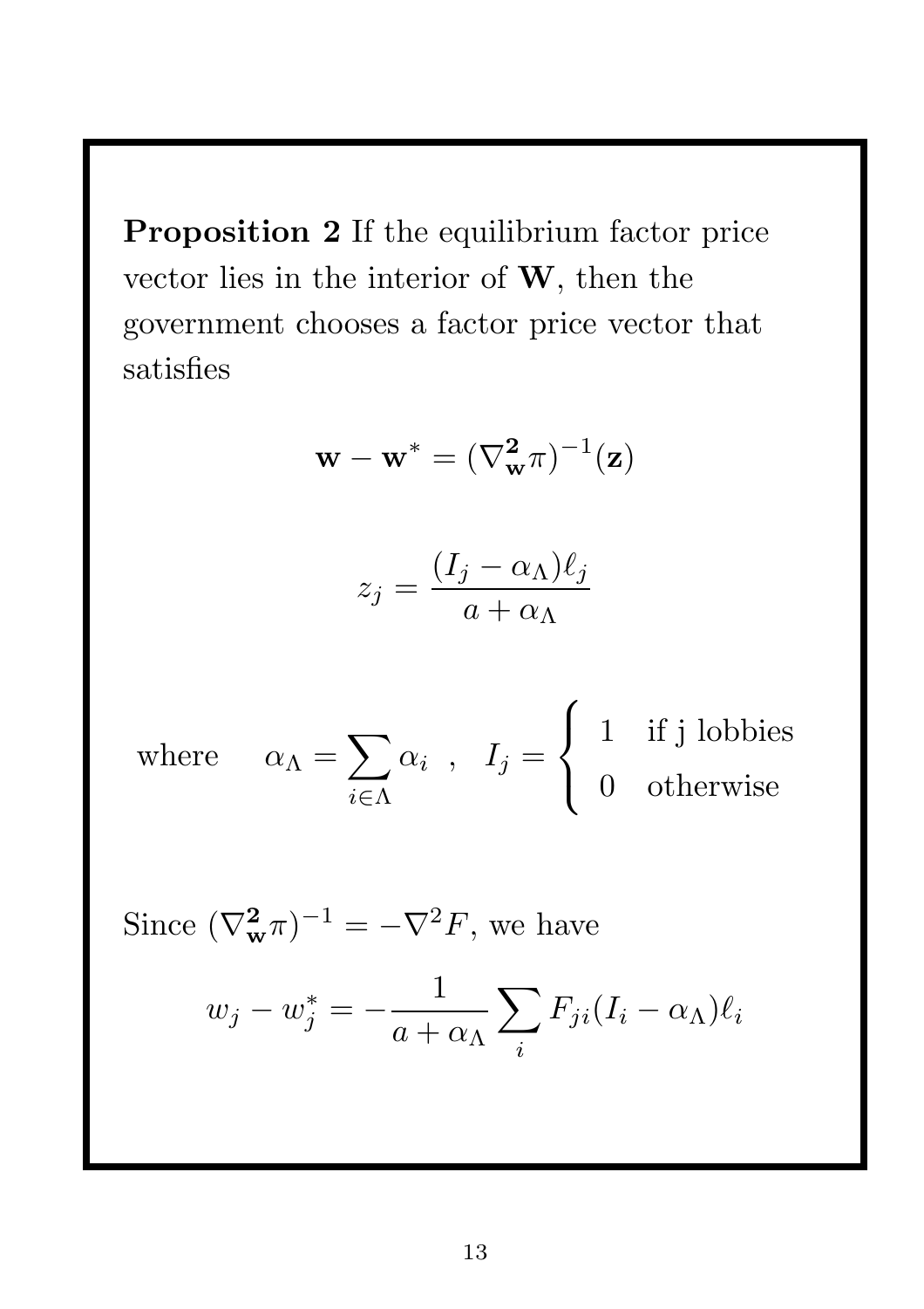**Proposition 2** If the equilibrium factor price vector lies in the interior of $\mathbf{W}$, then the government chooses a factor price vector that satisfies

$$\mathbf{w} - \mathbf{w}^* = (\nabla^{\mathbf{2}}_{\mathbf{w}}\pi)^{-1}(\mathbf{z})$$

$$z_j = \frac{(I_j - \alpha_\Lambda)\ell_j}{a + \alpha_\Lambda}$$

$$\text{where} \quad \alpha_\Lambda = \sum_{i \in \Lambda} \alpha_i \ , \quad I_j = \begin{cases} 1 & \text{if j lobbies} \\ 0 & \text{otherwise} \end{cases}$$

Since $(\nabla^{\mathbf{2}}_{\mathbf{w}}\pi)^{-1} = -\nabla^2 F$, we have

$$w_j - w_j^* = -\frac{1}{a + \alpha_\Lambda} \sum_i F_{ji}(I_i - \alpha_\Lambda)\ell_i$$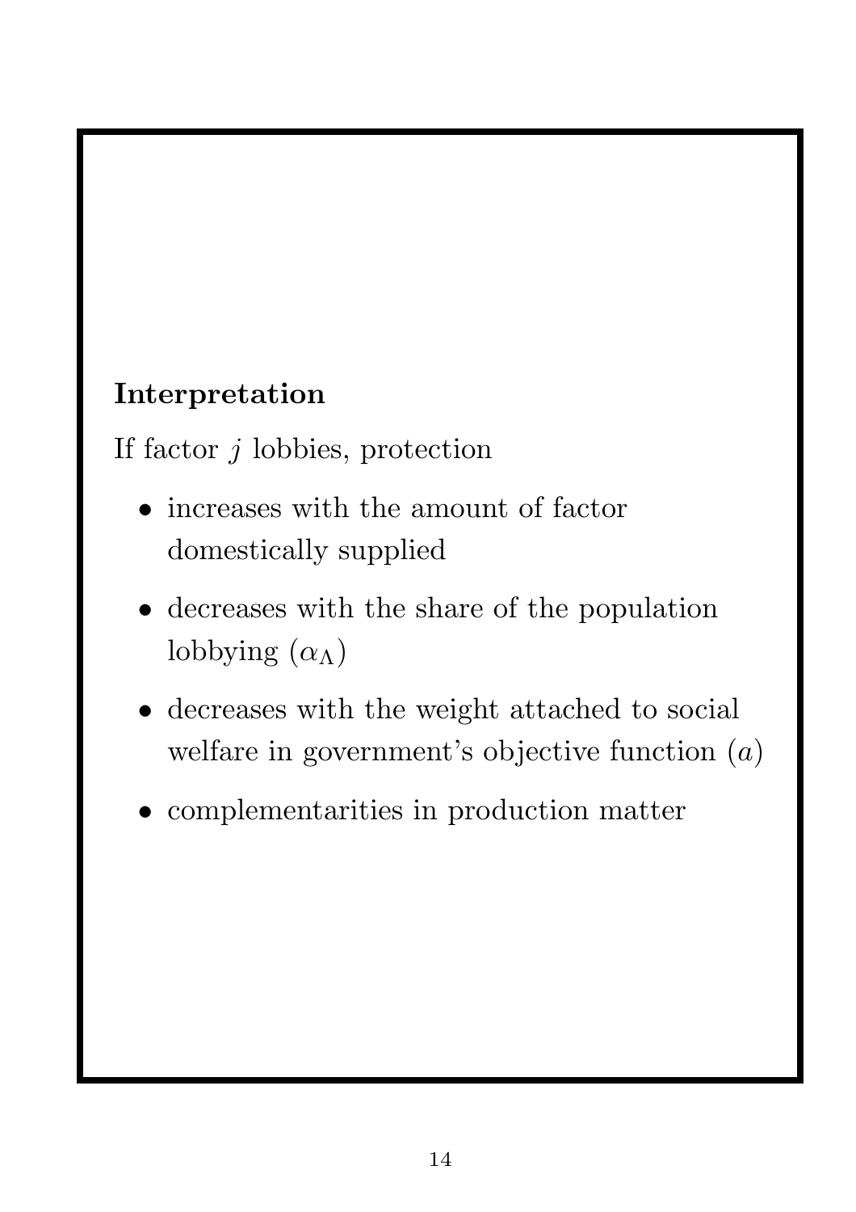**Interpretation**

If factor $j$ lobbies, protection

- increases with the amount of factor domestically supplied
- decreases with the share of the population lobbying ($\alpha_\Lambda$)
- decreases with the weight attached to social welfare in government's objective function ($a$)
- complementarities in production matter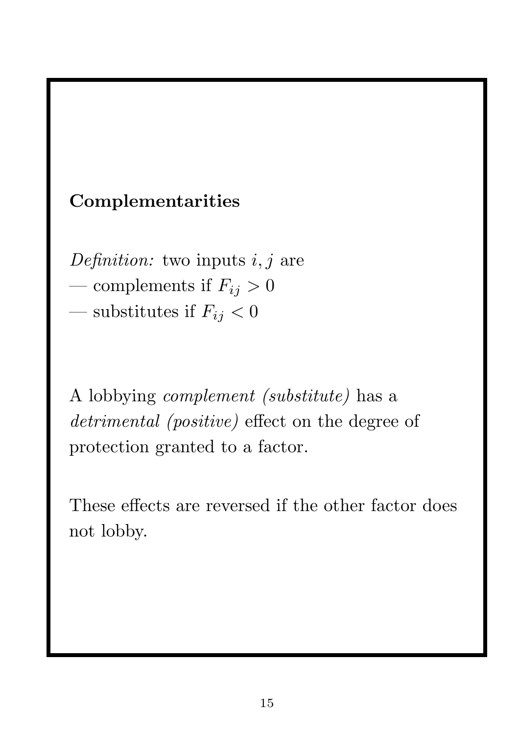**Complementarities**

*Definition:* two inputs $i, j$ are
— complements if $F_{ij} > 0$
— substitutes if $F_{ij} < 0$

A lobbying *complement (substitute)* has a *detrimental (positive)* effect on the degree of protection granted to a factor.

These effects are reversed if the other factor does not lobby.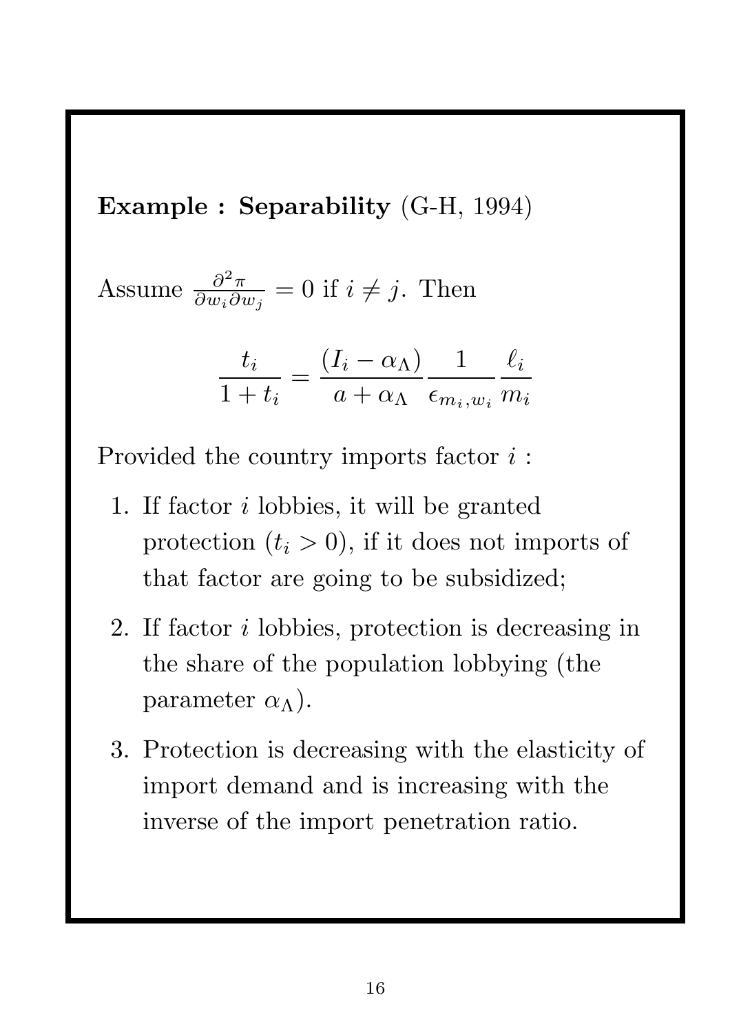**Example : Separability** (G-H, 1994)

Assume $\frac{\partial^2 \pi}{\partial w_i \partial w_j} = 0$ if $i \neq j$. Then

$$\frac{t_i}{1+t_i} = \frac{(I_i - \alpha_\Lambda)}{a + \alpha_\Lambda} \frac{1}{\epsilon_{m_i,w_i}} \frac{\ell_i}{m_i}$$

Provided the country imports factor $i$ :

1. If factor $i$ lobbies, it will be granted protection ($t_i > 0$), if it does not imports of that factor are going to be subsidized;
2. If factor $i$ lobbies, protection is decreasing in the share of the population lobbying (the parameter $\alpha_\Lambda$).
3. Protection is decreasing with the elasticity of import demand and is increasing with the inverse of the import penetration ratio.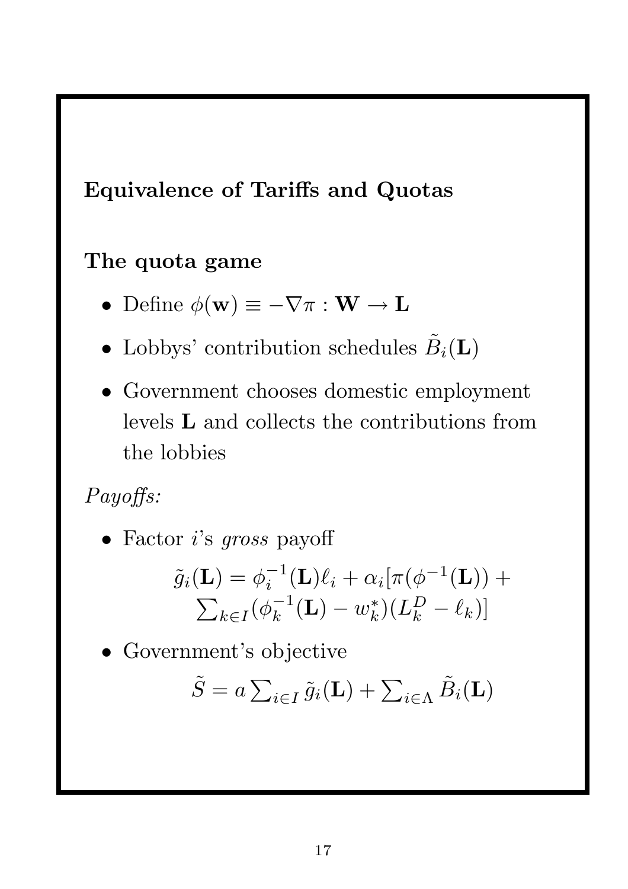## Equivalence of Tariffs and Quotas

### The quota game

- Define $\phi(\mathbf{w}) \equiv -\nabla\pi : \mathbf{W} \to \mathbf{L}$
- Lobbys' contribution schedules $\tilde{B}_i(\mathbf{L})$
- Government chooses domestic employment levels $\mathbf{L}$ and collects the contributions from the lobbies

*Payoffs:*

- Factor $i$'s *gross* payoff

$$\tilde{g}_i(\mathbf{L}) = \phi_i^{-1}(\mathbf{L})\ell_i + \alpha_i[\pi(\phi^{-1}(\mathbf{L})) + \sum_{k\in I}(\phi_k^{-1}(\mathbf{L}) - w_k^*)(L_k^D - \ell_k)]$$

- Government's objective

$$\tilde{S} = a\sum_{i\in I}\tilde{g}_i(\mathbf{L}) + \sum_{i\in\Lambda}\tilde{B}_i(\mathbf{L})$$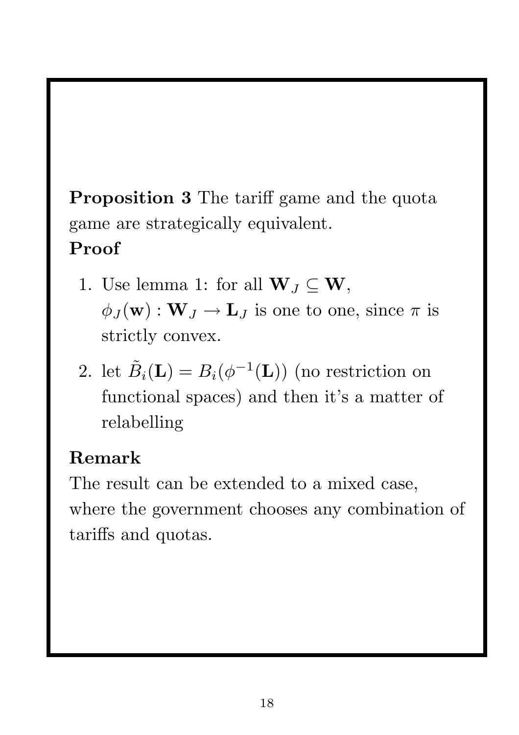**Proposition 3** The tariff game and the quota game are strategically equivalent.

**Proof**

1. Use lemma 1: for all $\mathbf{W}_J \subseteq \mathbf{W}$, $\phi_J(\mathbf{w}) : \mathbf{W}_J \to \mathbf{L}_J$ is one to one, since $\pi$ is strictly convex.

2. let $\tilde{B}_i(\mathbf{L}) = B_i(\phi^{-1}(\mathbf{L}))$ (no restriction on functional spaces) and then it's a matter of relabelling

**Remark**

The result can be extended to a mixed case, where the government chooses any combination of tariffs and quotas.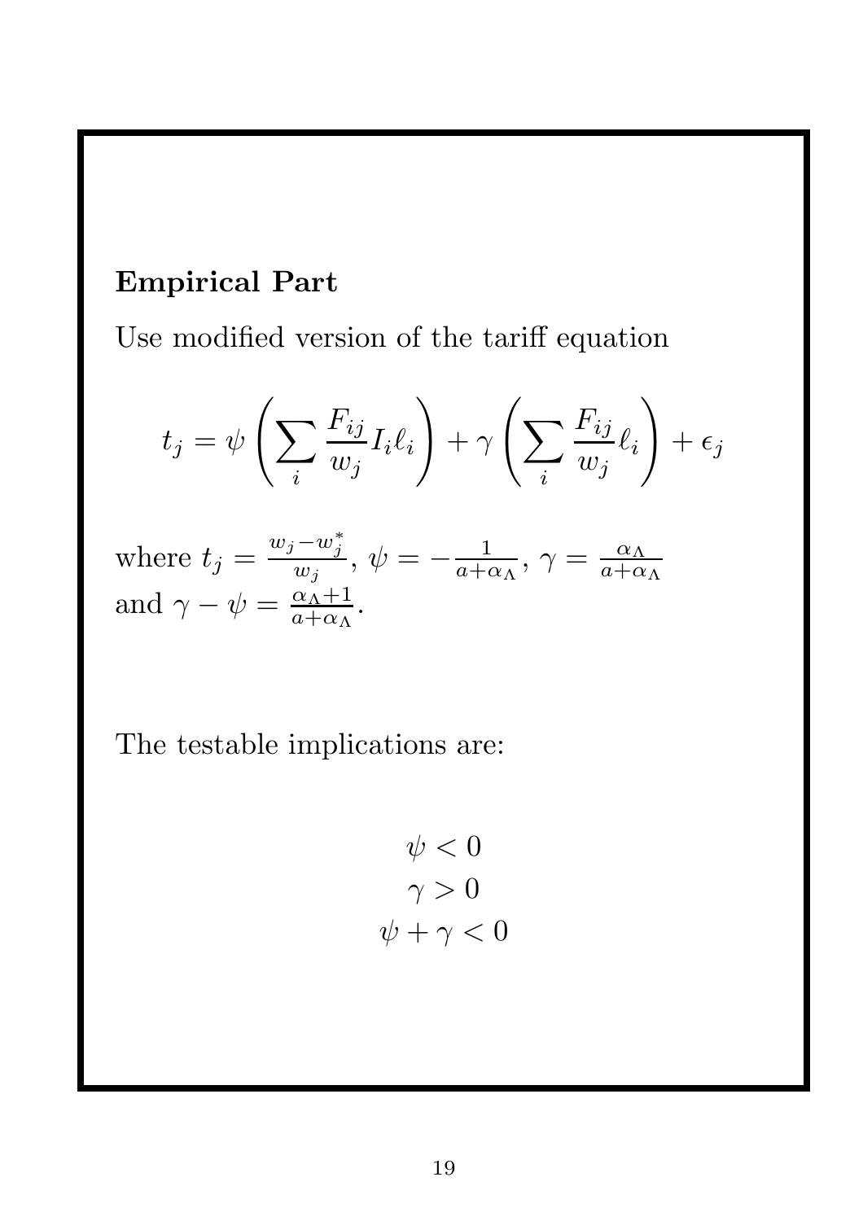**Empirical Part**

Use modified version of the tariff equation

$$t_j = \psi \left( \sum_i \frac{F_{ij}}{w_j} I_i \ell_i \right) + \gamma \left( \sum_i \frac{F_{ij}}{w_j} \ell_i \right) + \epsilon_j$$

where $t_j = \frac{w_j - w_j^*}{w_j}$, $\psi = -\frac{1}{a+\alpha_\Lambda}$, $\gamma = \frac{\alpha_\Lambda}{a+\alpha_\Lambda}$ and $\gamma - \psi = \frac{\alpha_\Lambda + 1}{a+\alpha_\Lambda}$.

The testable implications are:

$$\psi < 0$$
$$\gamma > 0$$
$$\psi + \gamma < 0$$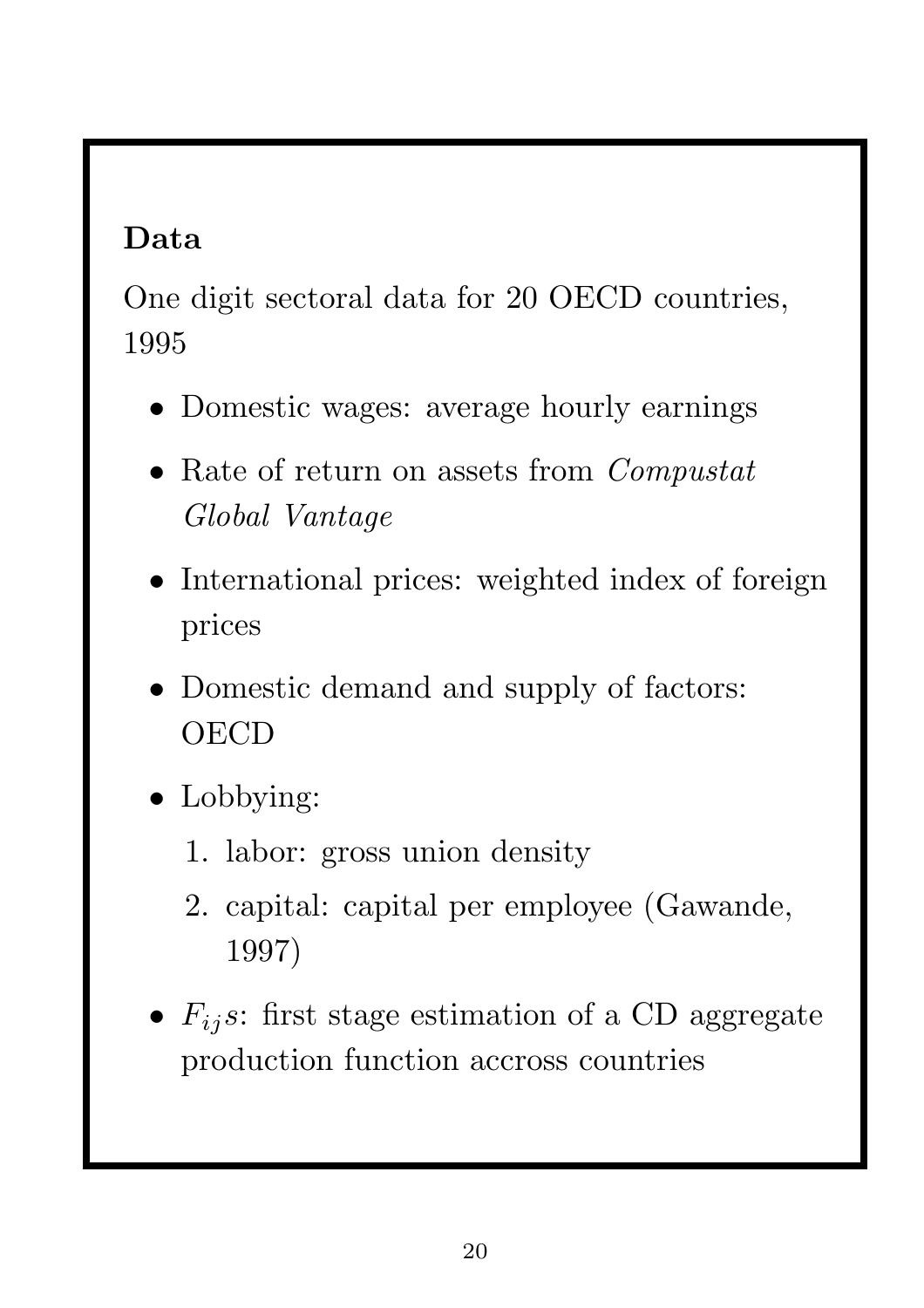**Data**

One digit sectoral data for 20 OECD countries, 1995

- Domestic wages: average hourly earnings
- Rate of return on assets from *Compustat Global Vantage*
- International prices: weighted index of foreign prices
- Domestic demand and supply of factors: OECD
- Lobbying:
  1. labor: gross union density
  2. capital: capital per employee (Gawande, 1997)
- $F_{ij}s$: first stage estimation of a CD aggregate production function accross countries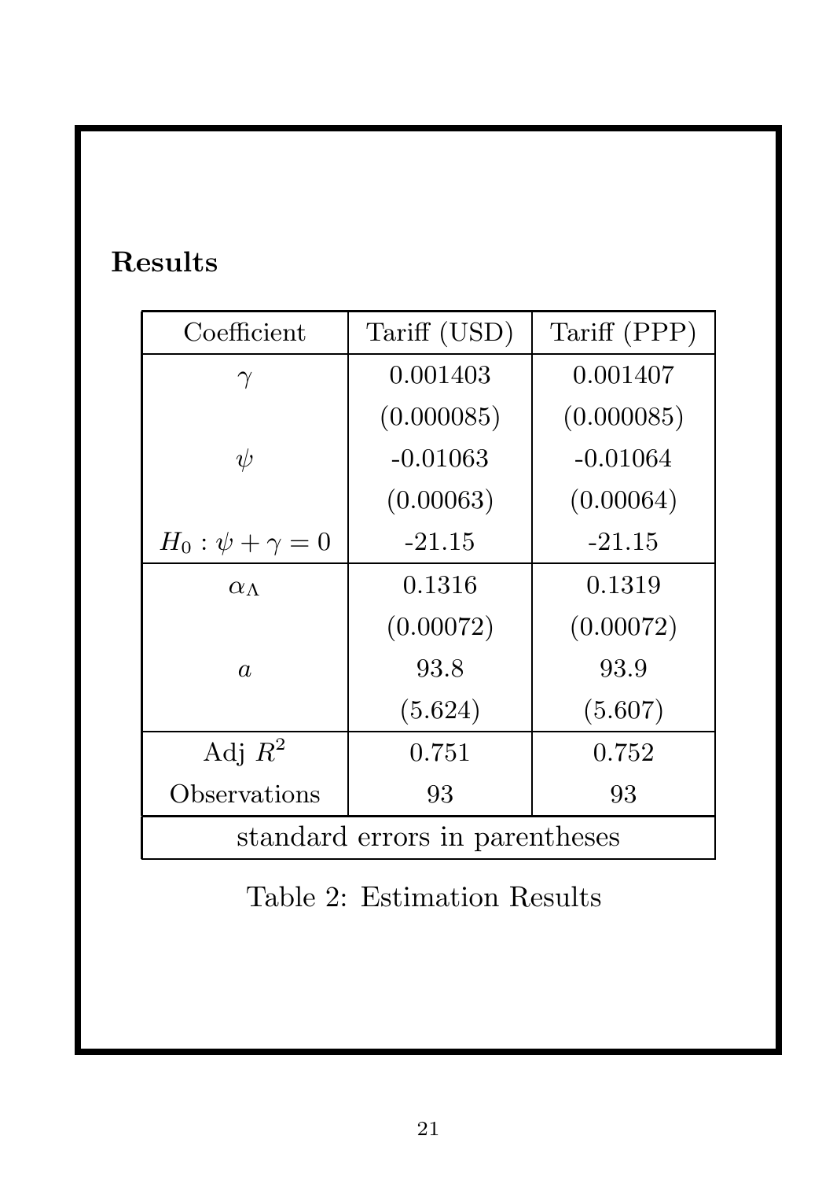## Results

| Coefficient | Tariff (USD) | Tariff (PPP) |
|---|---|---|
| $\gamma$ | 0.001403 | 0.001407 |
| | (0.000085) | (0.000085) |
| $\psi$ | -0.01063 | -0.01064 |
| | (0.00063) | (0.00064) |
| $H_0 : \psi + \gamma = 0$ | -21.15 | -21.15 |
| $\alpha_\Lambda$ | 0.1316 | 0.1319 |
| | (0.00072) | (0.00072) |
| $a$ | 93.8 | 93.9 |
| | (5.624) | (5.607) |
| Adj $R^2$ | 0.751 | 0.752 |
| Observations | 93 | 93 |
| standard errors in parentheses | | |

Table 2: Estimation Results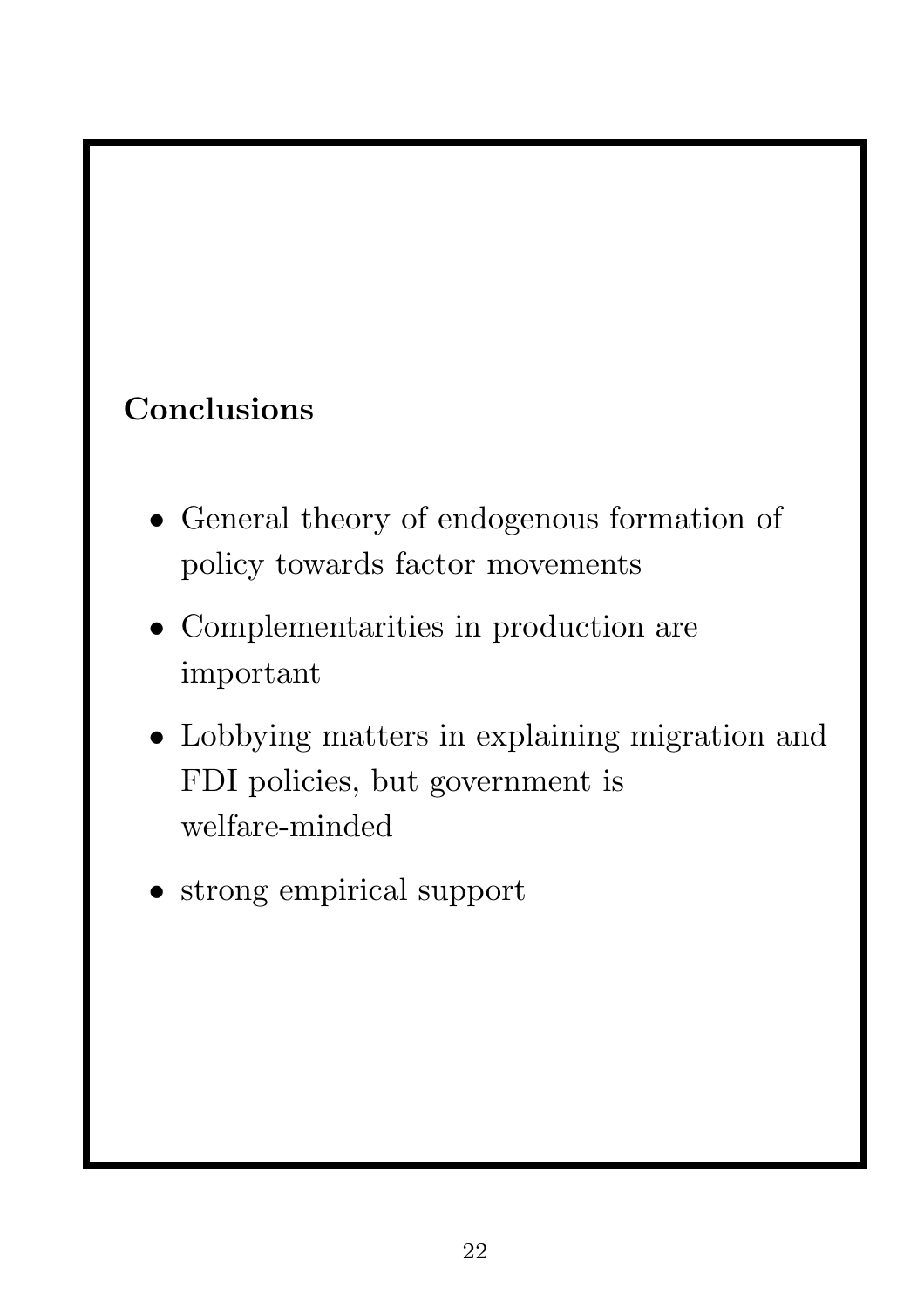## Conclusions

- General theory of endogenous formation of policy towards factor movements
- Complementarities in production are important
- Lobbying matters in explaining migration and FDI policies, but government is welfare-minded
- strong empirical support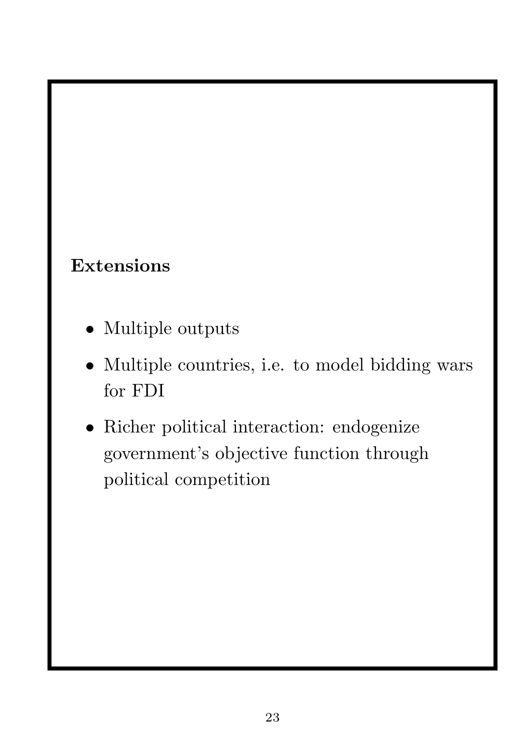**Extensions**

- Multiple outputs
- Multiple countries, i.e. to model bidding wars for FDI
- Richer political interaction: endogenize government's objective function through political competition